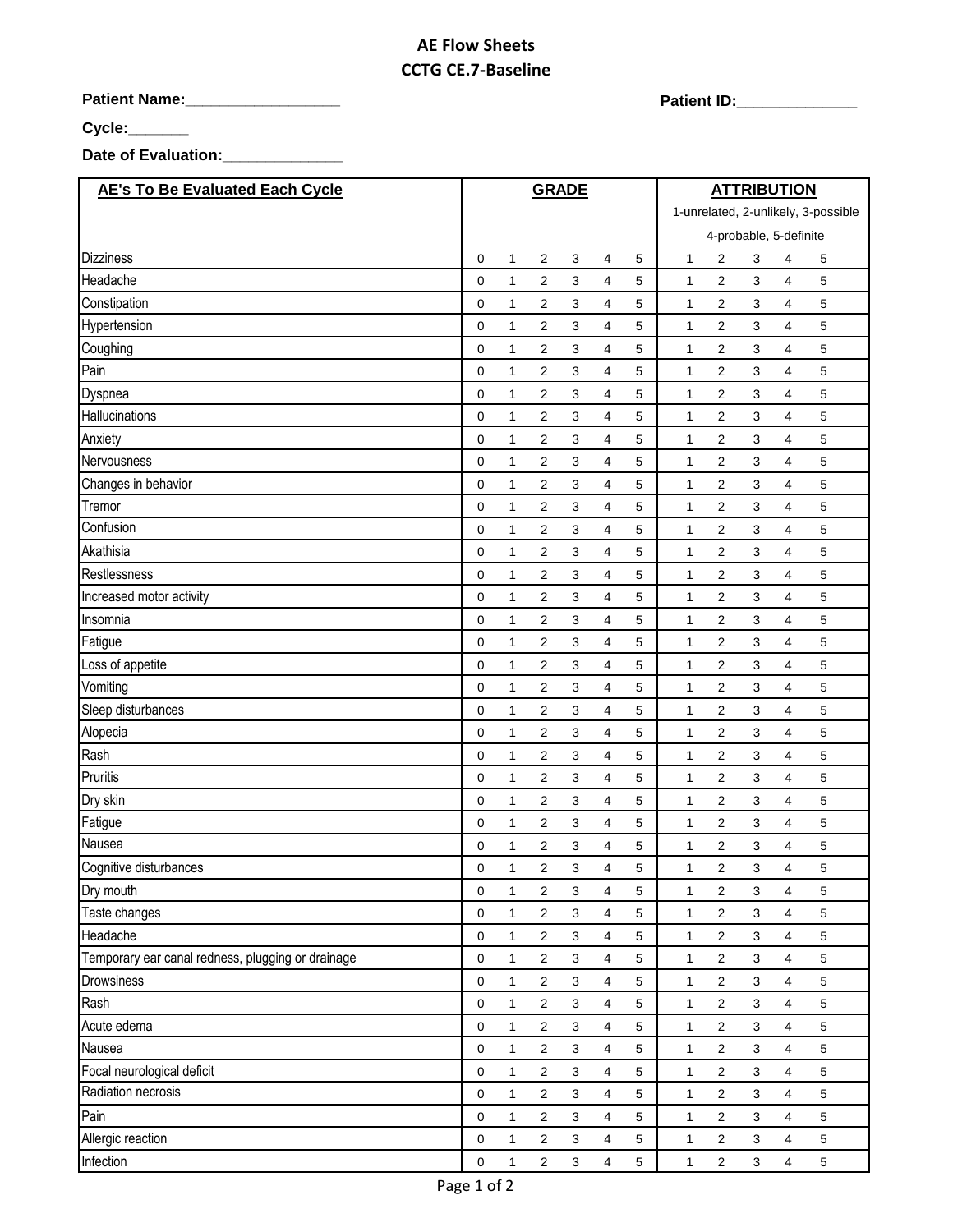# AE Flow Sheets

## CCTG CE.7-Baseline

**Patient Name:__________________** **Patient ID:______________**

**Cycle:_______**

**Date of Evaluation:______________**

| AE's To Be Evaluated Each Cycle | GRADE | | | | | | ATTRIBUTION<br>1-unrelated, 2-unlikely, 3-possible<br>4-probable, 5-definite | | | | |
|---|---|---|---|---|---|---|---|---|---|---|---|
| Dizziness | 0 | 1 | 2 | 3 | 4 | 5 | 1 | 2 | 3 | 4 | 5 |
| Headache | 0 | 1 | 2 | 3 | 4 | 5 | 1 | 2 | 3 | 4 | 5 |
| Constipation | 0 | 1 | 2 | 3 | 4 | 5 | 1 | 2 | 3 | 4 | 5 |
| Hypertension | 0 | 1 | 2 | 3 | 4 | 5 | 1 | 2 | 3 | 4 | 5 |
| Coughing | 0 | 1 | 2 | 3 | 4 | 5 | 1 | 2 | 3 | 4 | 5 |
| Pain | 0 | 1 | 2 | 3 | 4 | 5 | 1 | 2 | 3 | 4 | 5 |
| Dyspnea | 0 | 1 | 2 | 3 | 4 | 5 | 1 | 2 | 3 | 4 | 5 |
| Hallucinations | 0 | 1 | 2 | 3 | 4 | 5 | 1 | 2 | 3 | 4 | 5 |
| Anxiety | 0 | 1 | 2 | 3 | 4 | 5 | 1 | 2 | 3 | 4 | 5 |
| Nervousness | 0 | 1 | 2 | 3 | 4 | 5 | 1 | 2 | 3 | 4 | 5 |
| Changes in behavior | 0 | 1 | 2 | 3 | 4 | 5 | 1 | 2 | 3 | 4 | 5 |
| Tremor | 0 | 1 | 2 | 3 | 4 | 5 | 1 | 2 | 3 | 4 | 5 |
| Confusion | 0 | 1 | 2 | 3 | 4 | 5 | 1 | 2 | 3 | 4 | 5 |
| Akathisia | 0 | 1 | 2 | 3 | 4 | 5 | 1 | 2 | 3 | 4 | 5 |
| Restlessness | 0 | 1 | 2 | 3 | 4 | 5 | 1 | 2 | 3 | 4 | 5 |
| Increased motor activity | 0 | 1 | 2 | 3 | 4 | 5 | 1 | 2 | 3 | 4 | 5 |
| Insomnia | 0 | 1 | 2 | 3 | 4 | 5 | 1 | 2 | 3 | 4 | 5 |
| Fatigue | 0 | 1 | 2 | 3 | 4 | 5 | 1 | 2 | 3 | 4 | 5 |
| Loss of appetite | 0 | 1 | 2 | 3 | 4 | 5 | 1 | 2 | 3 | 4 | 5 |
| Vomiting | 0 | 1 | 2 | 3 | 4 | 5 | 1 | 2 | 3 | 4 | 5 |
| Sleep disturbances | 0 | 1 | 2 | 3 | 4 | 5 | 1 | 2 | 3 | 4 | 5 |
| Alopecia | 0 | 1 | 2 | 3 | 4 | 5 | 1 | 2 | 3 | 4 | 5 |
| Rash | 0 | 1 | 2 | 3 | 4 | 5 | 1 | 2 | 3 | 4 | 5 |
| Pruritis | 0 | 1 | 2 | 3 | 4 | 5 | 1 | 2 | 3 | 4 | 5 |
| Dry skin | 0 | 1 | 2 | 3 | 4 | 5 | 1 | 2 | 3 | 4 | 5 |
| Fatigue | 0 | 1 | 2 | 3 | 4 | 5 | 1 | 2 | 3 | 4 | 5 |
| Nausea | 0 | 1 | 2 | 3 | 4 | 5 | 1 | 2 | 3 | 4 | 5 |
| Cognitive disturbances | 0 | 1 | 2 | 3 | 4 | 5 | 1 | 2 | 3 | 4 | 5 |
| Dry mouth | 0 | 1 | 2 | 3 | 4 | 5 | 1 | 2 | 3 | 4 | 5 |
| Taste changes | 0 | 1 | 2 | 3 | 4 | 5 | 1 | 2 | 3 | 4 | 5 |
| Headache | 0 | 1 | 2 | 3 | 4 | 5 | 1 | 2 | 3 | 4 | 5 |
| Temporary ear canal redness, plugging or drainage | 0 | 1 | 2 | 3 | 4 | 5 | 1 | 2 | 3 | 4 | 5 |
| Drowsiness | 0 | 1 | 2 | 3 | 4 | 5 | 1 | 2 | 3 | 4 | 5 |
| Rash | 0 | 1 | 2 | 3 | 4 | 5 | 1 | 2 | 3 | 4 | 5 |
| Acute edema | 0 | 1 | 2 | 3 | 4 | 5 | 1 | 2 | 3 | 4 | 5 |
| Nausea | 0 | 1 | 2 | 3 | 4 | 5 | 1 | 2 | 3 | 4 | 5 |
| Focal neurological deficit | 0 | 1 | 2 | 3 | 4 | 5 | 1 | 2 | 3 | 4 | 5 |
| Radiation necrosis | 0 | 1 | 2 | 3 | 4 | 5 | 1 | 2 | 3 | 4 | 5 |
| Pain | 0 | 1 | 2 | 3 | 4 | 5 | 1 | 2 | 3 | 4 | 5 |
| Allergic reaction | 0 | 1 | 2 | 3 | 4 | 5 | 1 | 2 | 3 | 4 | 5 |
| Infection | 0 | 1 | 2 | 3 | 4 | 5 | 1 | 2 | 3 | 4 | 5 |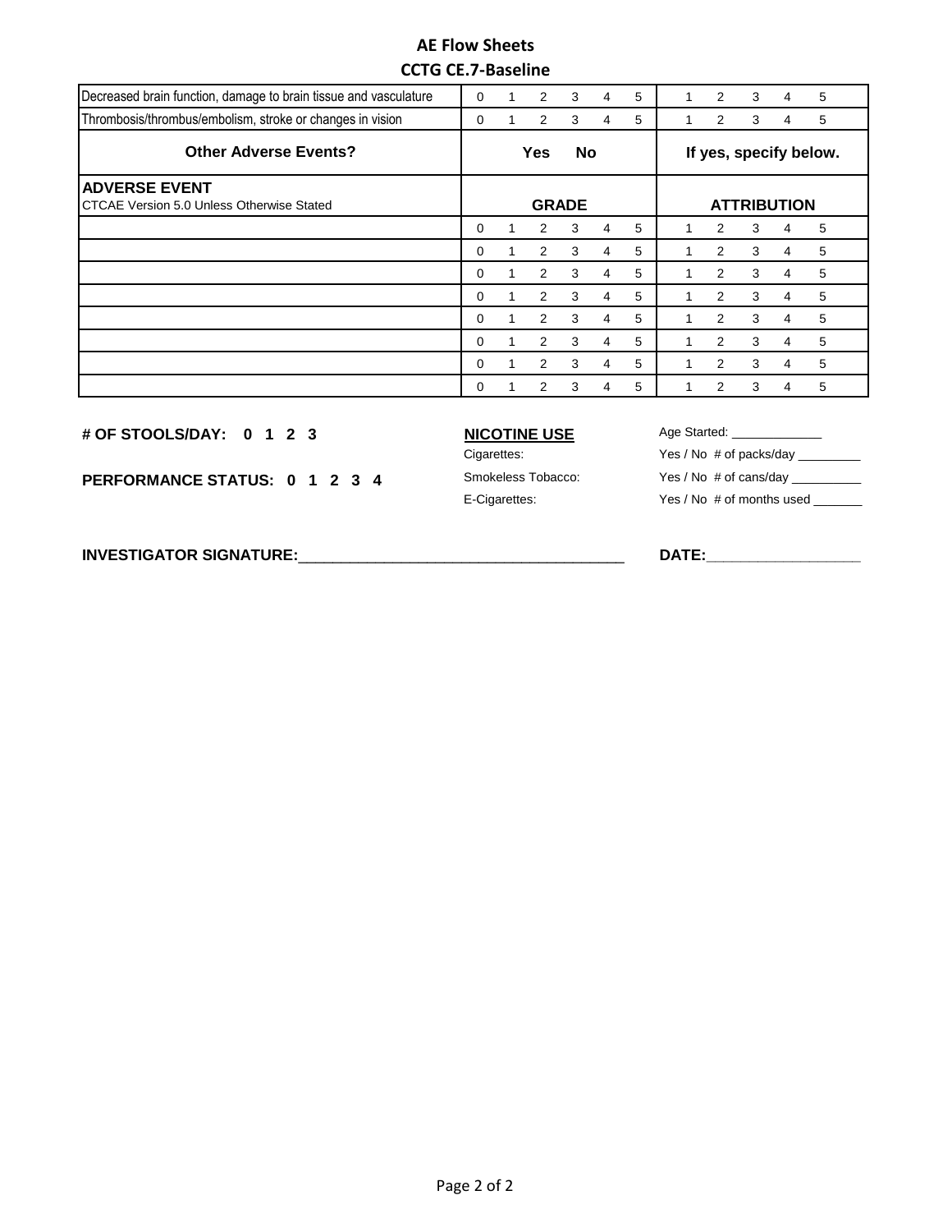## AE Flow Sheets

## CCTG CE.7-Baseline

| | | | | | | | | | | | |
|---|---|---|---|---|---|---|---|---|---|---|---|
| Decreased brain function, damage to brain tissue and vasculature | 0 | 1 | 2 | 3 | 4 | 5 | 1 | 2 | 3 | 4 | 5 |
| Thrombosis/thrombus/embolism, stroke or changes in vision | 0 | 1 | 2 | 3 | 4 | 5 | 1 | 2 | 3 | 4 | 5 |
| **Other Adverse Events?** | **Yes** | | | **No** | | | **If yes, specify below.** | | | | |
| **ADVERSE EVENT** CTCAE Version 5.0 Unless Otherwise Stated | **GRADE** | | | | | | **ATTRIBUTION** | | | | |
| | 0 | 1 | 2 | 3 | 4 | 5 | 1 | 2 | 3 | 4 | 5 |
| | 0 | 1 | 2 | 3 | 4 | 5 | 1 | 2 | 3 | 4 | 5 |
| | 0 | 1 | 2 | 3 | 4 | 5 | 1 | 2 | 3 | 4 | 5 |
| | 0 | 1 | 2 | 3 | 4 | 5 | 1 | 2 | 3 | 4 | 5 |
| | 0 | 1 | 2 | 3 | 4 | 5 | 1 | 2 | 3 | 4 | 5 |
| | 0 | 1 | 2 | 3 | 4 | 5 | 1 | 2 | 3 | 4 | 5 |
| | 0 | 1 | 2 | 3 | 4 | 5 | 1 | 2 | 3 | 4 | 5 |
| | 0 | 1 | 2 | 3 | 4 | 5 | 1 | 2 | 3 | 4 | 5 |

**# OF STOOLS/DAY: 0 1 2 3**

**PERFORMANCE STATUS: 0 1 2 3 4**

**NICOTINE USE**

Age Started: _____________

Cigarettes: Yes / No # of packs/day _________

Smokeless Tobacco: Yes / No # of cans/day __________

E-Cigarettes: Yes / No # of months used _______

**INVESTIGATOR SIGNATURE:**_______________________________________ **DATE:**__________________